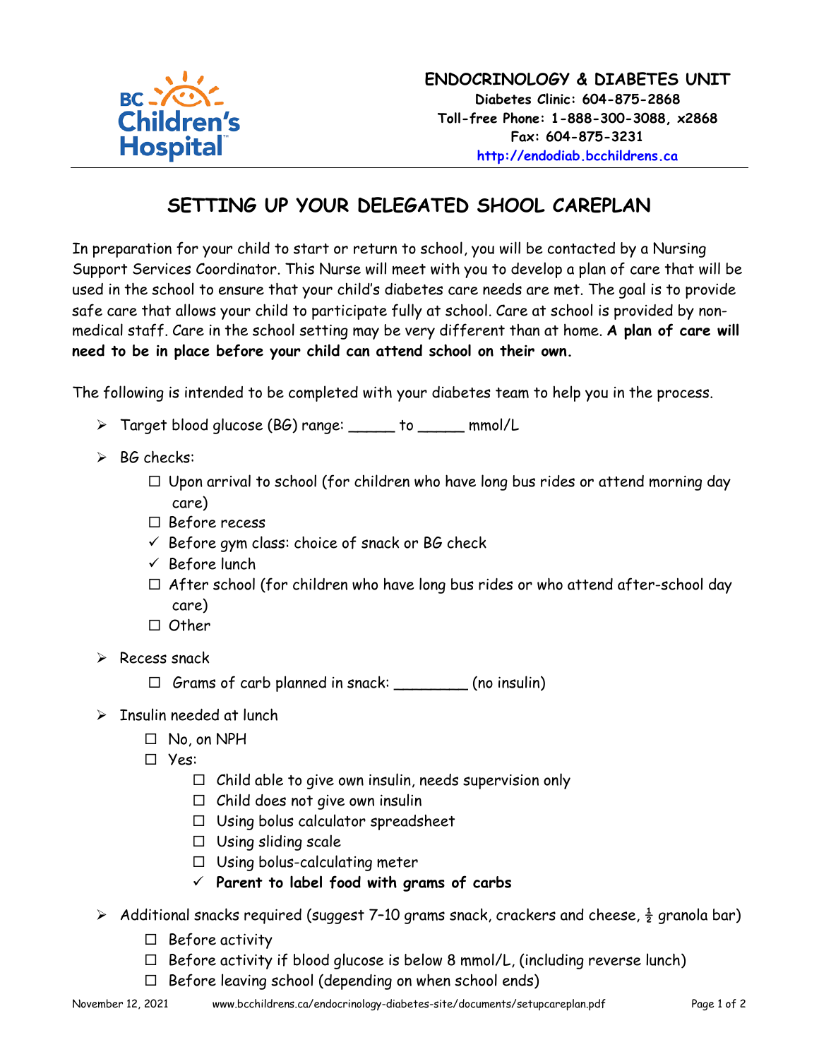BC Children's Hospital

**ENDOCRINOLOGY & DIABETES UNIT**
**Diabetes Clinic: 604-875-2868**
**Toll-free Phone: 1-888-300-3088, x2868**
**Fax: 604-875-3231**
**http://endodiab.bcchildrens.ca**

# SETTING UP YOUR DELEGATED SHOOL CAREPLAN

In preparation for your child to start or return to school, you will be contacted by a Nursing Support Services Coordinator. This Nurse will meet with you to develop a plan of care that will be used in the school to ensure that your child's diabetes care needs are met. The goal is to provide safe care that allows your child to participate fully at school. Care at school is provided by non-medical staff. Care in the school setting may be very different than at home. **A plan of care will need to be in place before your child can attend school on their own.**

The following is intended to be completed with your diabetes team to help you in the process.

- Target blood glucose (BG) range: _____ to _____ mmol/L
- BG checks:
  - ☐ Upon arrival to school (for children who have long bus rides or attend morning day care)
  - ☐ Before recess
  - ✓ Before gym class: choice of snack or BG check
  - ✓ Before lunch
  - ☐ After school (for children who have long bus rides or who attend after-school day care)
  - ☐ Other
- Recess snack
  - ☐ Grams of carb planned in snack: ________ (no insulin)
- Insulin needed at lunch
  - ☐ No, on NPH
  - ☐ Yes:
    - ☐ Child able to give own insulin, needs supervision only
    - ☐ Child does not give own insulin
    - ☐ Using bolus calculator spreadsheet
    - ☐ Using sliding scale
    - ☐ Using bolus-calculating meter
    - ✓ **Parent to label food with grams of carbs**
- Additional snacks required (suggest 7–10 grams snack, crackers and cheese, ½ granola bar)
  - ☐ Before activity
  - ☐ Before activity if blood glucose is below 8 mmol/L, (including reverse lunch)
  - ☐ Before leaving school (depending on when school ends)

November 12, 2021 www.bcchildrens.ca/endocrinology-diabetes-site/documents/setupcareplan.pdf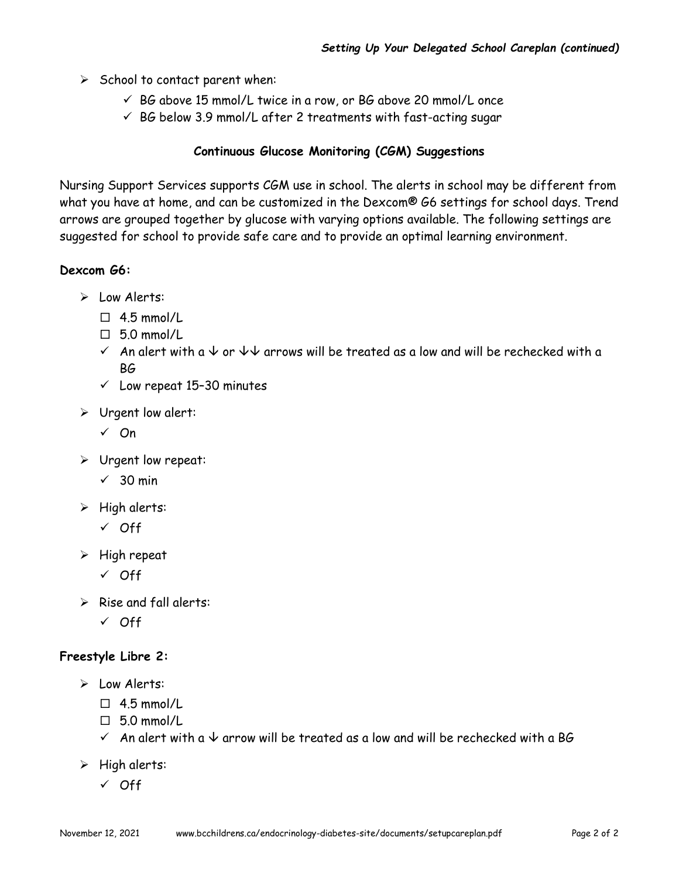- School to contact parent when:
  - ✓ BG above 15 mmol/L twice in a row, or BG above 20 mmol/L once
  - ✓ BG below 3.9 mmol/L after 2 treatments with fast-acting sugar

## Continuous Glucose Monitoring (CGM) Suggestions

Nursing Support Services supports CGM use in school. The alerts in school may be different from what you have at home, and can be customized in the Dexcom® G6 settings for school days. Trend arrows are grouped together by glucose with varying options available. The following settings are suggested for school to provide safe care and to provide an optimal learning environment.

**Dexcom G6:**

- Low Alerts:
  - ☐ 4.5 mmol/L
  - ☐ 5.0 mmol/L
  - ✓ An alert with a ↓ or ↓↓ arrows will be treated as a low and will be rechecked with a BG
  - ✓ Low repeat 15–30 minutes
- Urgent low alert:
  - ✓ On
- Urgent low repeat:
  - ✓ 30 min
- High alerts:
  - ✓ Off
- High repeat
  - ✓ Off
- Rise and fall alerts:
  - ✓ Off

**Freestyle Libre 2:**

- Low Alerts:
  - ☐ 4.5 mmol/L
  - ☐ 5.0 mmol/L
  - ✓ An alert with a ↓ arrow will be treated as a low and will be rechecked with a BG
- High alerts:
  - ✓ Off